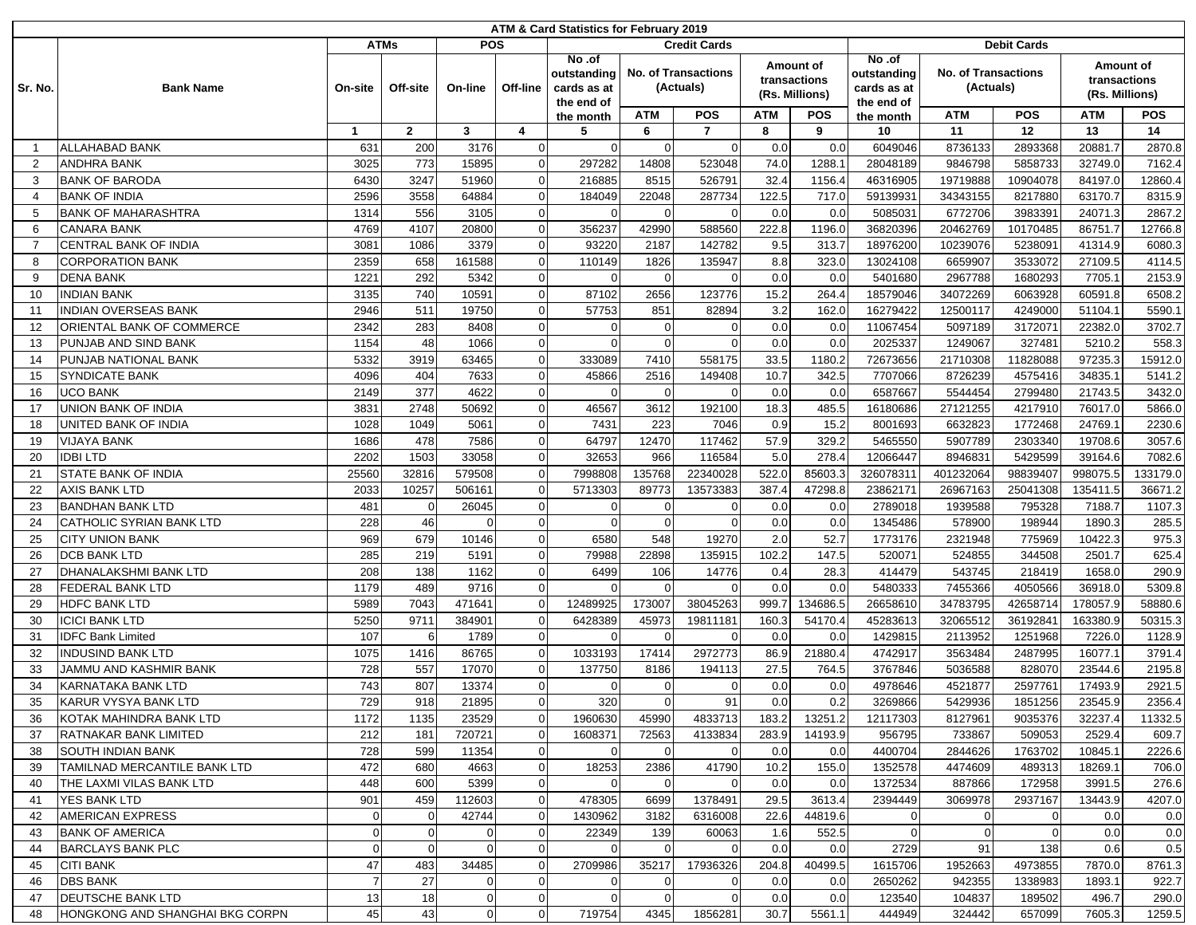# ATM & Card Statistics for February 2019

| Sr. No. | Bank Name | ATMs | | POS | | Credit Cards | | | | | Debit Cards | | | | |
|---|---|---|---|---|---|---|---|---|---|---|---|---|---|---|---|
| | | On-site | Off-site | On-line | Off-line | No .of outstanding cards as at the end of the month | No. of Transactions (Actuals) | | Amount of transactions (Rs. Millions) | | No .of outstanding cards as at the end of the month | No. of Transactions (Actuals) | | Amount of transactions (Rs. Millions) | |
| | | | | | | | ATM | POS | ATM | POS | | ATM | POS | ATM | POS |
| | | 1 | 2 | 3 | 4 | 5 | 6 | 7 | 8 | 9 | 10 | 11 | 12 | 13 | 14 |
| 1 | ALLAHABAD BANK | 631 | 200 | 3176 | 0 | 0 | 0 | 0 | 0.0 | 0.0 | 6049046 | 8736133 | 2893368 | 20881.7 | 2870.8 |
| 2 | ANDHRA BANK | 3025 | 773 | 15895 | 0 | 297282 | 14808 | 523048 | 74.0 | 1288.1 | 28048189 | 9846798 | 5858733 | 32749.0 | 7162.4 |
| 3 | BANK OF BARODA | 6430 | 3247 | 51960 | 0 | 216885 | 8515 | 526791 | 32.4 | 1156.4 | 46316905 | 19719888 | 10904078 | 84197.0 | 12860.4 |
| 4 | BANK OF INDIA | 2596 | 3558 | 64884 | 0 | 184049 | 22048 | 287734 | 122.5 | 717.0 | 59139931 | 34343155 | 8217880 | 63170.7 | 8315.9 |
| 5 | BANK OF MAHARASHTRA | 1314 | 556 | 3105 | 0 | 0 | 0 | 0 | 0.0 | 0.0 | 5085031 | 6772706 | 3983391 | 24071.3 | 2867.2 |
| 6 | CANARA BANK | 4769 | 4107 | 20800 | 0 | 356237 | 42990 | 588560 | 222.8 | 1196.0 | 36820396 | 20462769 | 10170485 | 86751.7 | 12766.8 |
| 7 | CENTRAL BANK OF INDIA | 3081 | 1086 | 3379 | 0 | 93220 | 2187 | 142782 | 9.5 | 313.7 | 18976200 | 10239076 | 5238091 | 41314.9 | 6080.3 |
| 8 | CORPORATION BANK | 2359 | 658 | 161588 | 0 | 110149 | 1826 | 135947 | 8.8 | 323.0 | 13024108 | 6659907 | 3533072 | 27109.5 | 4114.5 |
| 9 | DENA BANK | 1221 | 292 | 5342 | 0 | 0 | 0 | 0 | 0.0 | 0.0 | 5401680 | 2967788 | 1680293 | 7705.1 | 2153.9 |
| 10 | INDIAN BANK | 3135 | 740 | 10591 | 0 | 87102 | 2656 | 123776 | 15.2 | 264.4 | 18579046 | 34072269 | 6063928 | 60591.8 | 6508.2 |
| 11 | INDIAN OVERSEAS BANK | 2946 | 511 | 19750 | 0 | 57753 | 851 | 82894 | 3.2 | 162.0 | 16279422 | 12500117 | 4249000 | 51104.1 | 5590.1 |
| 12 | ORIENTAL BANK OF COMMERCE | 2342 | 283 | 8408 | 0 | 0 | 0 | 0 | 0.0 | 0.0 | 11067454 | 5097189 | 3172071 | 22382.0 | 3702.7 |
| 13 | PUNJAB AND SIND BANK | 1154 | 48 | 1066 | 0 | 0 | 0 | 0 | 0.0 | 0.0 | 2025337 | 1249067 | 327481 | 5210.2 | 558.3 |
| 14 | PUNJAB NATIONAL BANK | 5332 | 3919 | 63465 | 0 | 333089 | 7410 | 558175 | 33.5 | 1180.2 | 72673656 | 21710308 | 11828088 | 97235.3 | 15912.0 |
| 15 | SYNDICATE BANK | 4096 | 404 | 7633 | 0 | 45866 | 2516 | 149408 | 10.7 | 342.5 | 7707066 | 8726239 | 4575416 | 34835.1 | 5141.2 |
| 16 | UCO BANK | 2149 | 377 | 4622 | 0 | 0 | 0 | 0 | 0.0 | 0.0 | 6587667 | 5544454 | 2799480 | 21743.5 | 3432.0 |
| 17 | UNION BANK OF INDIA | 3831 | 2748 | 50692 | 0 | 46567 | 3612 | 192100 | 18.3 | 485.5 | 16180686 | 27121255 | 4217910 | 76017.0 | 5866.0 |
| 18 | UNITED BANK OF INDIA | 1028 | 1049 | 5061 | 0 | 7431 | 223 | 7046 | 0.9 | 15.2 | 8001693 | 6632823 | 1772468 | 24769.1 | 2230.6 |
| 19 | VIJAYA BANK | 1686 | 478 | 7586 | 0 | 64797 | 12470 | 117462 | 57.9 | 329.2 | 5465550 | 5907789 | 2303340 | 19708.6 | 3057.6 |
| 20 | IDBI LTD | 2202 | 1503 | 33058 | 0 | 32653 | 966 | 116584 | 5.0 | 278.4 | 12066447 | 8946831 | 5429599 | 39164.6 | 7082.6 |
| 21 | STATE BANK OF INDIA | 25560 | 32816 | 579508 | 0 | 7998808 | 135768 | 22340028 | 522.0 | 85603.3 | 326078311 | 401232064 | 98839407 | 998075.5 | 133179.0 |
| 22 | AXIS BANK LTD | 2033 | 10257 | 506161 | 0 | 5713303 | 89773 | 13573383 | 387.4 | 47298.8 | 23862171 | 26967163 | 25041308 | 135411.5 | 36671.2 |
| 23 | BANDHAN BANK LTD | 481 | 0 | 26045 | 0 | 0 | 0 | 0 | 0.0 | 0.0 | 2789018 | 1939588 | 795328 | 7188.7 | 1107.3 |
| 24 | CATHOLIC SYRIAN BANK LTD | 228 | 46 | 0 | 0 | 0 | 0 | 0 | 0.0 | 0.0 | 1345486 | 578900 | 198944 | 1890.3 | 285.5 |
| 25 | CITY UNION BANK | 969 | 679 | 10146 | 0 | 6580 | 548 | 19270 | 2.0 | 52.7 | 1773176 | 2321948 | 775969 | 10422.3 | 975.3 |
| 26 | DCB BANK LTD | 285 | 219 | 5191 | 0 | 79988 | 22898 | 135915 | 102.2 | 147.5 | 520071 | 524855 | 344508 | 2501.7 | 625.4 |
| 27 | DHANALAKSHMI BANK LTD | 208 | 138 | 1162 | 0 | 6499 | 106 | 14776 | 0.4 | 28.3 | 414479 | 543745 | 218419 | 1658.0 | 290.9 |
| 28 | FEDERAL BANK LTD | 1179 | 489 | 9716 | 0 | 0 | 0 | 0 | 0.0 | 0.0 | 5480333 | 7455366 | 4050566 | 36918.0 | 5309.8 |
| 29 | HDFC BANK LTD | 5989 | 7043 | 471641 | 0 | 12489925 | 173007 | 38045263 | 999.7 | 134686.5 | 26658610 | 34783795 | 42658714 | 178057.9 | 58880.6 |
| 30 | ICICI BANK LTD | 5250 | 9711 | 384901 | 0 | 6428389 | 45973 | 19811181 | 160.3 | 54170.4 | 45283613 | 32065512 | 36192841 | 163380.9 | 50315.3 |
| 31 | IDFC Bank Limited | 107 | 6 | 1789 | 0 | 0 | 0 | 0 | 0.0 | 0.0 | 1429815 | 2113952 | 1251968 | 7226.0 | 1128.9 |
| 32 | INDUSIND BANK LTD | 1075 | 1416 | 86765 | 0 | 1033193 | 17414 | 2972773 | 86.9 | 21880.4 | 4742917 | 3563484 | 2487995 | 16077.1 | 3791.4 |
| 33 | JAMMU AND KASHMIR BANK | 728 | 557 | 17070 | 0 | 137750 | 8186 | 194113 | 27.5 | 764.5 | 3767846 | 5036588 | 828070 | 23544.6 | 2195.8 |
| 34 | KARNATAKA BANK LTD | 743 | 807 | 13374 | 0 | 0 | 0 | 0 | 0.0 | 0.0 | 4978646 | 4521877 | 2597761 | 17493.9 | 2921.5 |
| 35 | KARUR VYSYA BANK LTD | 729 | 918 | 21895 | 0 | 320 | 0 | 91 | 0.0 | 0.2 | 3269866 | 5429936 | 1851256 | 23545.9 | 2356.4 |
| 36 | KOTAK MAHINDRA BANK LTD | 1172 | 1135 | 23529 | 0 | 1960630 | 45990 | 4833713 | 183.2 | 13251.2 | 12117303 | 8127961 | 9035376 | 32237.4 | 11332.5 |
| 37 | RATNAKAR BANK LIMITED | 212 | 181 | 720721 | 0 | 1608371 | 72563 | 4133834 | 283.9 | 14193.9 | 956795 | 733867 | 509053 | 2529.4 | 609.7 |
| 38 | SOUTH INDIAN BANK | 728 | 599 | 11354 | 0 | 0 | 0 | 0 | 0.0 | 0.0 | 4400704 | 2844626 | 1763702 | 10845.1 | 2226.6 |
| 39 | TAMILNAD MERCANTILE BANK LTD | 472 | 680 | 4663 | 0 | 18253 | 2386 | 41790 | 10.2 | 155.0 | 1352578 | 4474609 | 489313 | 18269.1 | 706.0 |
| 40 | THE LAXMI VILAS BANK LTD | 448 | 600 | 5399 | 0 | 0 | 0 | 0 | 0.0 | 0.0 | 1372534 | 887866 | 172958 | 3991.5 | 276.6 |
| 41 | YES BANK LTD | 901 | 459 | 112603 | 0 | 478305 | 6699 | 1378491 | 29.5 | 3613.4 | 2394449 | 3069978 | 2937167 | 13443.9 | 4207.0 |
| 42 | AMERICAN EXPRESS | 0 | 0 | 42744 | 0 | 1430962 | 3182 | 6316008 | 22.6 | 44819.6 | 0 | 0 | 0 | 0.0 | 0.0 |
| 43 | BANK OF AMERICA | 0 | 0 | 0 | 0 | 22349 | 139 | 60063 | 1.6 | 552.5 | 0 | 0 | 0 | 0.0 | 0.0 |
| 44 | BARCLAYS BANK PLC | 0 | 0 | 0 | 0 | 0 | 0 | 0 | 0.0 | 0.0 | 2729 | 91 | 138 | 0.6 | 0.5 |
| 45 | CITI BANK | 47 | 483 | 34485 | 0 | 2709986 | 35217 | 17936326 | 204.8 | 40499.5 | 1615706 | 1952663 | 4973855 | 7870.0 | 8761.3 |
| 46 | DBS BANK | 7 | 27 | 0 | 0 | 0 | 0 | 0 | 0.0 | 0.0 | 2650262 | 942355 | 1338983 | 1893.1 | 922.7 |
| 47 | DEUTSCHE BANK LTD | 13 | 18 | 0 | 0 | 0 | 0 | 0 | 0.0 | 0.0 | 123540 | 104837 | 189502 | 496.7 | 290.0 |
| 48 | HONGKONG AND SHANGHAI BKG CORPN | 45 | 43 | 0 | 0 | 719754 | 4345 | 1856281 | 30.7 | 5561.1 | 444949 | 324442 | 657099 | 7605.3 | 1259.5 |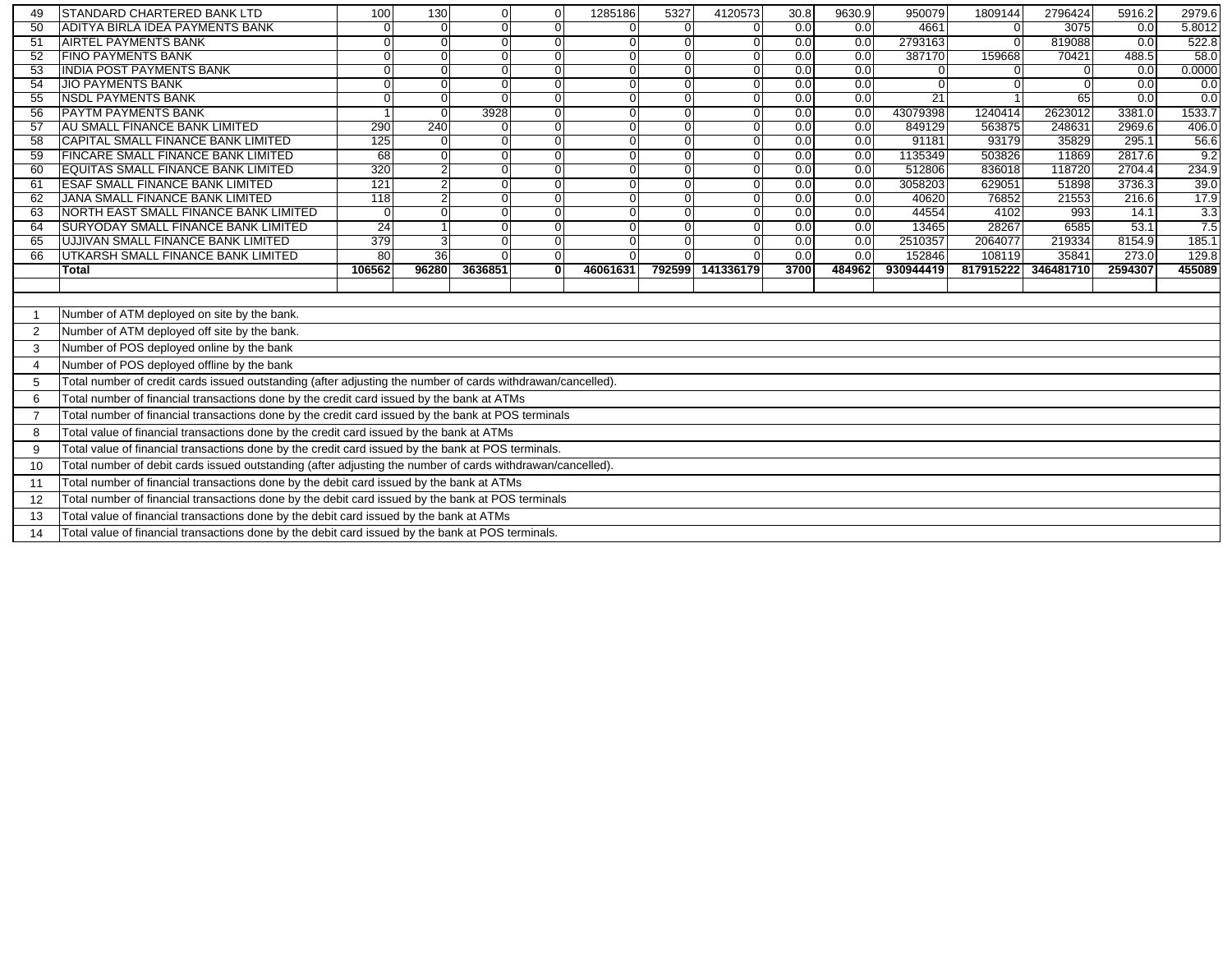| | | | | | | | | | | | | | | | |
|---|---|---|---|---|---|---|---|---|---|---|---|---|---|---|---|
| 49 | STANDARD CHARTERED BANK LTD | 100 | 130 | 0 | 0 | 1285186 | 5327 | 4120573 | 30.8 | 9630.9 | 950079 | 1809144 | 2796424 | 5916.2 | 2979.6 |
| 50 | ADITYA BIRLA IDEA PAYMENTS BANK | 0 | 0 | 0 | 0 | 0 | 0 | 0 | 0.0 | 0.0 | 4661 | 0 | 3075 | 0.0 | 5.8012 |
| 51 | AIRTEL PAYMENTS BANK | 0 | 0 | 0 | 0 | 0 | 0 | 0 | 0.0 | 0.0 | 2793163 | 0 | 819088 | 0.0 | 522.8 |
| 52 | FINO PAYMENTS BANK | 0 | 0 | 0 | 0 | 0 | 0 | 0 | 0.0 | 0.0 | 387170 | 159668 | 70421 | 488.5 | 58.0 |
| 53 | INDIA POST PAYMENTS BANK | 0 | 0 | 0 | 0 | 0 | 0 | 0 | 0.0 | 0.0 | 0 | 0 | 0 | 0.0 | 0.0000 |
| 54 | JIO PAYMENTS BANK | 0 | 0 | 0 | 0 | 0 | 0 | 0 | 0.0 | 0.0 | 0 | 0 | 0 | 0.0 | 0.0 |
| 55 | NSDL PAYMENTS BANK | 0 | 0 | 0 | 0 | 0 | 0 | 0 | 0.0 | 0.0 | 21 | 1 | 65 | 0.0 | 0.0 |
| 56 | PAYTM PAYMENTS BANK | 1 | 0 | 3928 | 0 | 0 | 0 | 0 | 0.0 | 0.0 | 43079398 | 1240414 | 2623012 | 3381.0 | 1533.7 |
| 57 | AU SMALL FINANCE BANK LIMITED | 290 | 240 | 0 | 0 | 0 | 0 | 0 | 0.0 | 0.0 | 849129 | 563875 | 248631 | 2969.6 | 406.0 |
| 58 | CAPITAL SMALL FINANCE BANK LIMITED | 125 | 0 | 0 | 0 | 0 | 0 | 0 | 0.0 | 0.0 | 91181 | 93179 | 35829 | 295.1 | 56.6 |
| 59 | FINCARE SMALL FINANCE BANK LIMITED | 68 | 0 | 0 | 0 | 0 | 0 | 0 | 0.0 | 0.0 | 1135349 | 503826 | 11869 | 2817.6 | 9.2 |
| 60 | EQUITAS SMALL FINANCE BANK LIMITED | 320 | 2 | 0 | 0 | 0 | 0 | 0 | 0.0 | 0.0 | 512806 | 836018 | 118720 | 2704.4 | 234.9 |
| 61 | ESAF SMALL FINANCE BANK LIMITED | 121 | 2 | 0 | 0 | 0 | 0 | 0 | 0.0 | 0.0 | 3058203 | 629051 | 51898 | 3736.3 | 39.0 |
| 62 | JANA SMALL FINANCE BANK LIMITED | 118 | 2 | 0 | 0 | 0 | 0 | 0 | 0.0 | 0.0 | 40620 | 76852 | 21553 | 216.6 | 17.9 |
| 63 | NORTH EAST SMALL FINANCE BANK LIMITED | 0 | 0 | 0 | 0 | 0 | 0 | 0 | 0.0 | 0.0 | 44554 | 4102 | 993 | 14.1 | 3.3 |
| 64 | SURYODAY SMALL FINANCE BANK LIMITED | 24 | 1 | 0 | 0 | 0 | 0 | 0 | 0.0 | 0.0 | 13465 | 28267 | 6585 | 53.1 | 7.5 |
| 65 | UJJIVAN SMALL FINANCE BANK LIMITED | 379 | 3 | 0 | 0 | 0 | 0 | 0 | 0.0 | 0.0 | 2510357 | 2064077 | 219334 | 8154.9 | 185.1 |
| 66 | UTKARSH SMALL FINANCE BANK LIMITED | 80 | 36 | 0 | 0 | 0 | 0 | 0 | 0.0 | 0.0 | 152846 | 108119 | 35841 | 273.0 | 129.8 |
| | **Total** | **106562** | **96280** | **3636851** | **0** | **46061631** | **792599** | **141336179** | **3700** | **484962** | **930944419** | **817915222** | **346481710** | **2594307** | **455089** |

| | |
|---|---|
| 1 | Number of ATM deployed on site by the bank. |
| 2 | Number of ATM deployed off site by the bank. |
| 3 | Number of POS deployed online by the bank |
| 4 | Number of POS deployed offline by the bank |
| 5 | Total number of credit cards issued outstanding (after adjusting the number of cards withdrawan/cancelled). |
| 6 | Total number of financial transactions done by the credit card issued by the bank at ATMs |
| 7 | Total number of financial transactions done by the credit card issued by the bank at POS terminals |
| 8 | Total value of financial transactions done by the credit card issued by the bank at ATMs |
| 9 | Total value of financial transactions done by the credit card issued by the bank at POS terminals. |
| 10 | Total number of debit cards issued outstanding (after adjusting the number of cards withdrawan/cancelled). |
| 11 | Total number of financial transactions done by the debit card issued by the bank at ATMs |
| 12 | Total number of financial transactions done by the debit card issued by the bank at POS terminals |
| 13 | Total value of financial transactions done by the debit card issued by the bank at ATMs |
| 14 | Total value of financial transactions done by the debit card issued by the bank at POS terminals. |